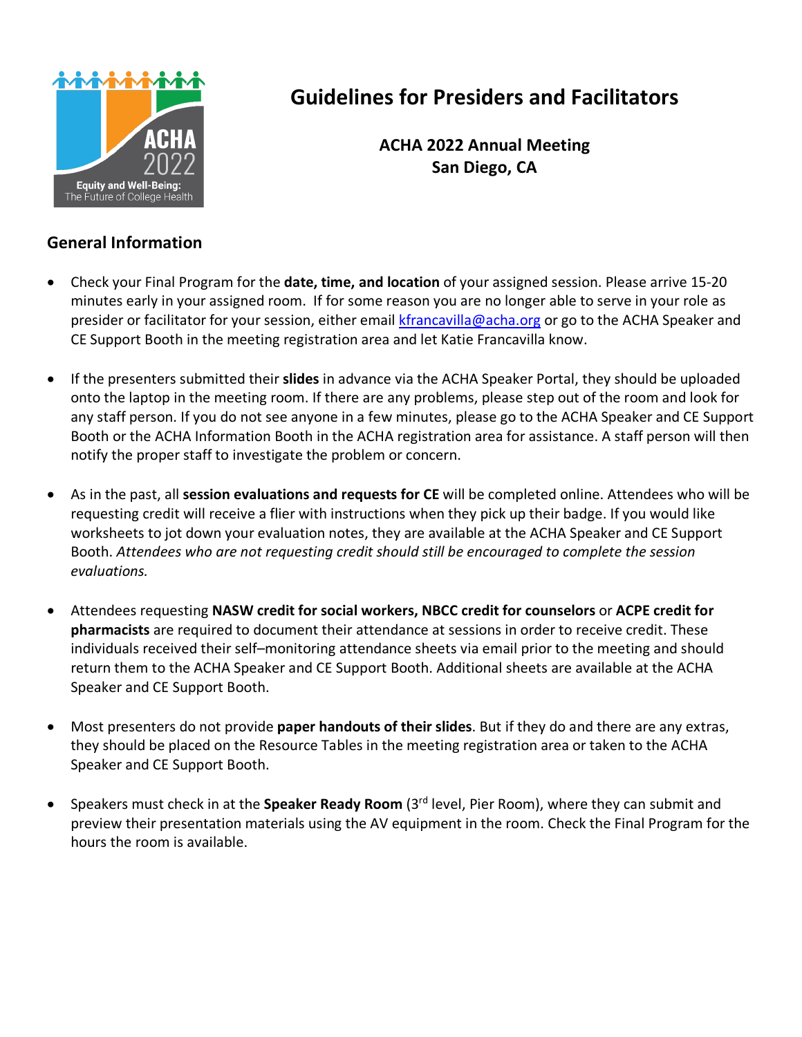# Guidelines for Presiders and Facilitators

**ACHA 2022 Annual Meeting**
**San Diego, CA**

## General Information

- Check your Final Program for the **date, time, and location** of your assigned session. Please arrive 15-20 minutes early in your assigned room. If for some reason you are no longer able to serve in your role as presider or facilitator for your session, either email kfrancavilla@acha.org or go to the ACHA Speaker and CE Support Booth in the meeting registration area and let Katie Francavilla know.

- If the presenters submitted their **slides** in advance via the ACHA Speaker Portal, they should be uploaded onto the laptop in the meeting room. If there are any problems, please step out of the room and look for any staff person. If you do not see anyone in a few minutes, please go to the ACHA Speaker and CE Support Booth or the ACHA Information Booth in the ACHA registration area for assistance. A staff person will then notify the proper staff to investigate the problem or concern.

- As in the past, all **session evaluations and requests for CE** will be completed online. Attendees who will be requesting credit will receive a flier with instructions when they pick up their badge. If you would like worksheets to jot down your evaluation notes, they are available at the ACHA Speaker and CE Support Booth. *Attendees who are not requesting credit should still be encouraged to complete the session evaluations.*

- Attendees requesting **NASW credit for social workers, NBCC credit for counselors** or **ACPE credit for pharmacists** are required to document their attendance at sessions in order to receive credit. These individuals received their self–monitoring attendance sheets via email prior to the meeting and should return them to the ACHA Speaker and CE Support Booth. Additional sheets are available at the ACHA Speaker and CE Support Booth.

- Most presenters do not provide **paper handouts of their slides**. But if they do and there are any extras, they should be placed on the Resource Tables in the meeting registration area or taken to the ACHA Speaker and CE Support Booth.

- Speakers must check in at the **Speaker Ready Room** (3rd level, Pier Room), where they can submit and preview their presentation materials using the AV equipment in the room. Check the Final Program for the hours the room is available.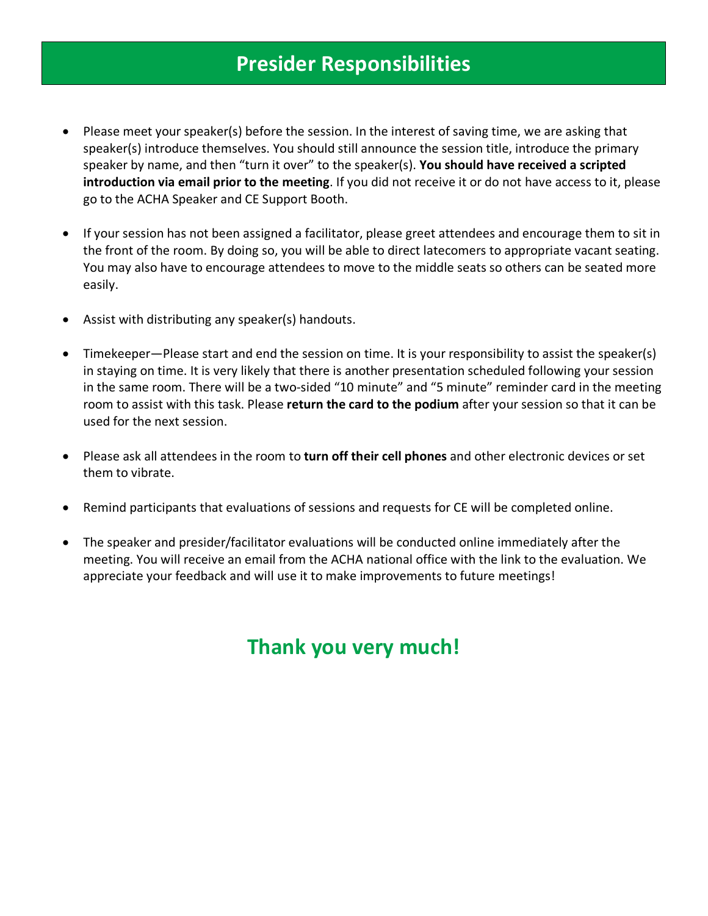# Presider Responsibilities

- Please meet your speaker(s) before the session. In the interest of saving time, we are asking that speaker(s) introduce themselves. You should still announce the session title, introduce the primary speaker by name, and then "turn it over" to the speaker(s). **You should have received a scripted introduction via email prior to the meeting**. If you did not receive it or do not have access to it, please go to the ACHA Speaker and CE Support Booth.

- If your session has not been assigned a facilitator, please greet attendees and encourage them to sit in the front of the room. By doing so, you will be able to direct latecomers to appropriate vacant seating. You may also have to encourage attendees to move to the middle seats so others can be seated more easily.

- Assist with distributing any speaker(s) handouts.

- Timekeeper—Please start and end the session on time. It is your responsibility to assist the speaker(s) in staying on time. It is very likely that there is another presentation scheduled following your session in the same room. There will be a two-sided "10 minute" and "5 minute" reminder card in the meeting room to assist with this task. Please **return the card to the podium** after your session so that it can be used for the next session.

- Please ask all attendees in the room to **turn off their cell phones** and other electronic devices or set them to vibrate.

- Remind participants that evaluations of sessions and requests for CE will be completed online.

- The speaker and presider/facilitator evaluations will be conducted online immediately after the meeting. You will receive an email from the ACHA national office with the link to the evaluation. We appreciate your feedback and will use it to make improvements to future meetings!

## Thank you very much!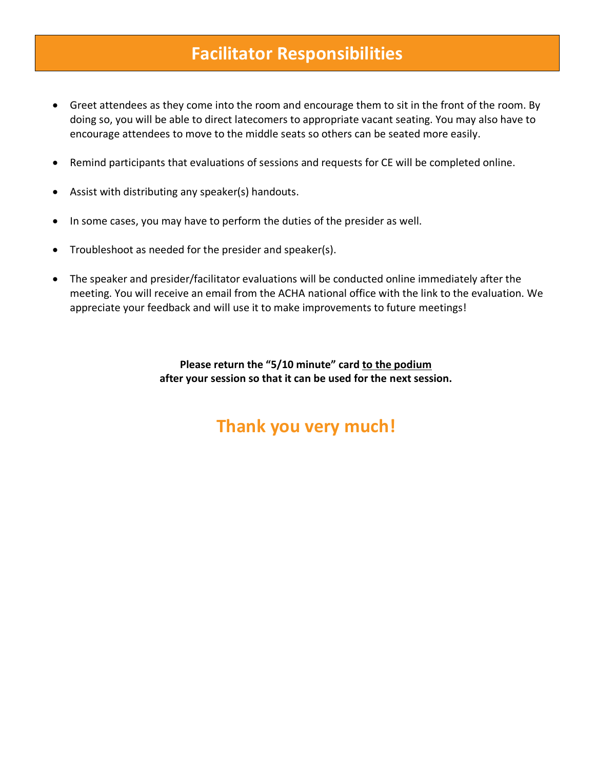# Facilitator Responsibilities

- Greet attendees as they come into the room and encourage them to sit in the front of the room. By doing so, you will be able to direct latecomers to appropriate vacant seating. You may also have to encourage attendees to move to the middle seats so others can be seated more easily.
- Remind participants that evaluations of sessions and requests for CE will be completed online.
- Assist with distributing any speaker(s) handouts.
- In some cases, you may have to perform the duties of the presider as well.
- Troubleshoot as needed for the presider and speaker(s).
- The speaker and presider/facilitator evaluations will be conducted online immediately after the meeting. You will receive an email from the ACHA national office with the link to the evaluation. We appreciate your feedback and will use it to make improvements to future meetings!

**Please return the "5/10 minute" card <u>to the podium</u> after your session so that it can be used for the next session.**

## Thank you very much!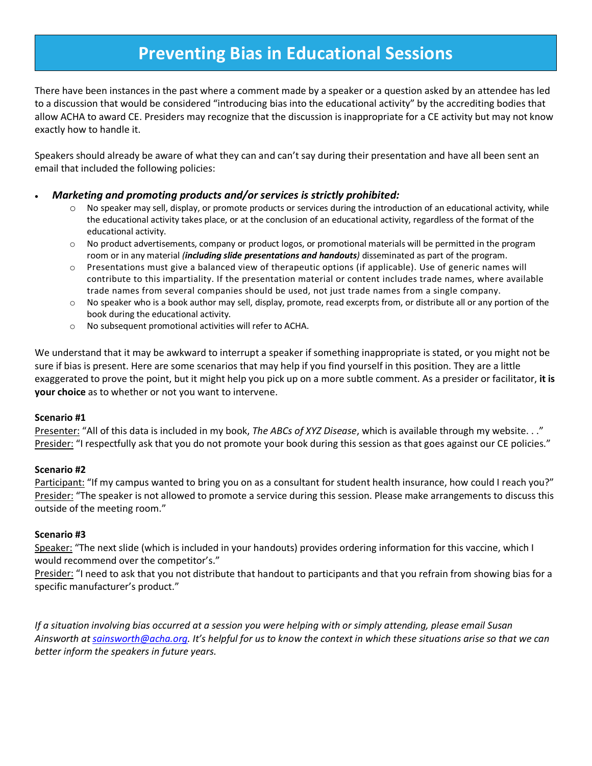# Preventing Bias in Educational Sessions

There have been instances in the past where a comment made by a speaker or a question asked by an attendee has led to a discussion that would be considered "introducing bias into the educational activity" by the accrediting bodies that allow ACHA to award CE. Presiders may recognize that the discussion is inappropriate for a CE activity but may not know exactly how to handle it.

Speakers should already be aware of what they can and can't say during their presentation and have all been sent an email that included the following policies:

- ***Marketing and promoting products and/or services is strictly prohibited:***
  - No speaker may sell, display, or promote products or services during the introduction of an educational activity, while the educational activity takes place, or at the conclusion of an educational activity, regardless of the format of the educational activity.
  - No product advertisements, company or product logos, or promotional materials will be permitted in the program room or in any material ***(including slide presentations and handouts)*** disseminated as part of the program.
  - Presentations must give a balanced view of therapeutic options (if applicable). Use of generic names will contribute to this impartiality. If the presentation material or content includes trade names, where available trade names from several companies should be used, not just trade names from a single company.
  - No speaker who is a book author may sell, display, promote, read excerpts from, or distribute all or any portion of the book during the educational activity.
  - No subsequent promotional activities will refer to ACHA.

We understand that it may be awkward to interrupt a speaker if something inappropriate is stated, or you might not be sure if bias is present. Here are some scenarios that may help if you find yourself in this position. They are a little exaggerated to prove the point, but it might help you pick up on a more subtle comment. As a presider or facilitator, **it is your choice** as to whether or not you want to intervene.

**Scenario #1**
<u>Presenter:</u> "All of this data is included in my book, *The ABCs of XYZ Disease*, which is available through my website. . ."
<u>Presider:</u> "I respectfully ask that you do not promote your book during this session as that goes against our CE policies."

**Scenario #2**
<u>Participant:</u> "If my campus wanted to bring you on as a consultant for student health insurance, how could I reach you?"
<u>Presider:</u> "The speaker is not allowed to promote a service during this session. Please make arrangements to discuss this outside of the meeting room."

**Scenario #3**
<u>Speaker:</u> "The next slide (which is included in your handouts) provides ordering information for this vaccine, which I would recommend over the competitor's."
<u>Presider:</u> "I need to ask that you not distribute that handout to participants and that you refrain from showing bias for a specific manufacturer's product."

*If a situation involving bias occurred at a session you were helping with or simply attending, please email Susan Ainsworth at [sainsworth@acha.org](mailto:sainsworth@acha.org). It's helpful for us to know the context in which these situations arise so that we can better inform the speakers in future years.*